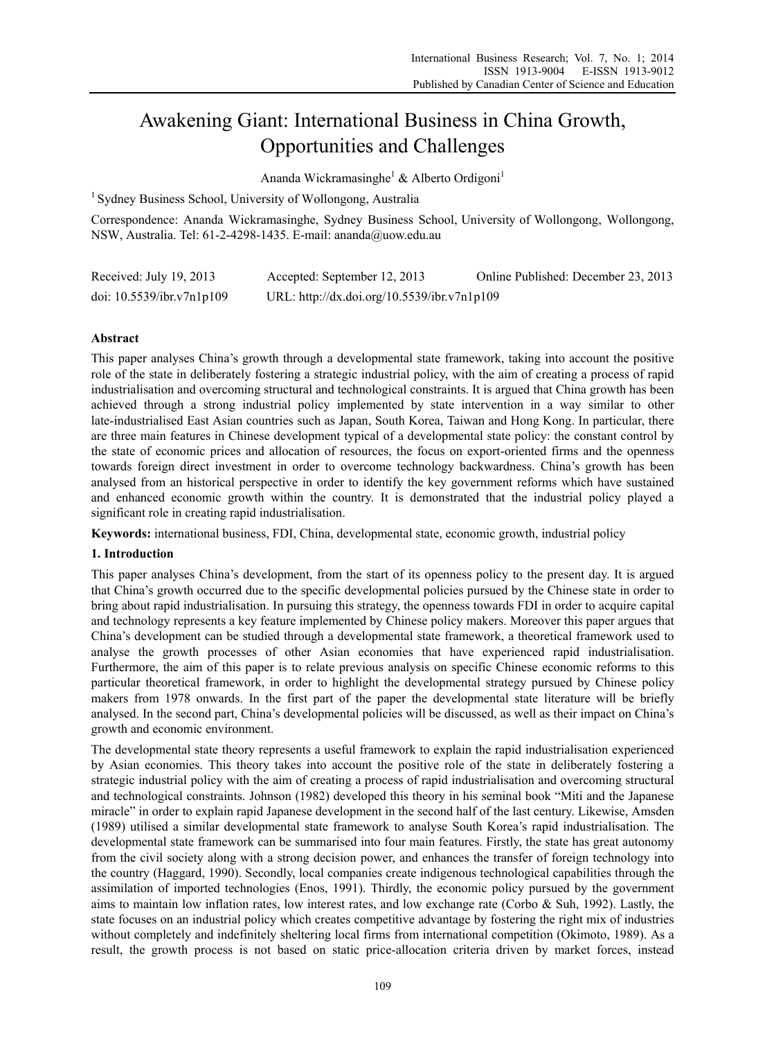# Awakening Giant: International Business in China Growth, Opportunities and Challenges

Ananda Wickramasinghe[1] & Alberto Ordigoni[1]

[1] Sydney Business School, University of Wollongong, Australia

Correspondence: Ananda Wickramasinghe, Sydney Business School, University of Wollongong, Wollongong, NSW, Australia. Tel: 61-2-4298-1435. E-mail: ananda@uow.edu.au

Received: July 19, 2013 Accepted: September 12, 2013 Online Published: December 23, 2013

doi: 10.5539/ibr.v7n1p109 URL: http://dx.doi.org/10.5539/ibr.v7n1p109

## Abstract

This paper analyses China's growth through a developmental state framework, taking into account the positive role of the state in deliberately fostering a strategic industrial policy, with the aim of creating a process of rapid industrialisation and overcoming structural and technological constraints. It is argued that China growth has been achieved through a strong industrial policy implemented by state intervention in a way similar to other late-industrialised East Asian countries such as Japan, South Korea, Taiwan and Hong Kong. In particular, there are three main features in Chinese development typical of a developmental state policy: the constant control by the state of economic prices and allocation of resources, the focus on export-oriented firms and the openness towards foreign direct investment in order to overcome technology backwardness. China's growth has been analysed from an historical perspective in order to identify the key government reforms which have sustained and enhanced economic growth within the country. It is demonstrated that the industrial policy played a significant role in creating rapid industrialisation.

**Keywords:** international business, FDI, China, developmental state, economic growth, industrial policy

## 1. Introduction

This paper analyses China's development, from the start of its openness policy to the present day. It is argued that China's growth occurred due to the specific developmental policies pursued by the Chinese state in order to bring about rapid industrialisation. In pursuing this strategy, the openness towards FDI in order to acquire capital and technology represents a key feature implemented by Chinese policy makers. Moreover this paper argues that China's development can be studied through a developmental state framework, a theoretical framework used to analyse the growth processes of other Asian economies that have experienced rapid industrialisation. Furthermore, the aim of this paper is to relate previous analysis on specific Chinese economic reforms to this particular theoretical framework, in order to highlight the developmental strategy pursued by Chinese policy makers from 1978 onwards. In the first part of the paper the developmental state literature will be briefly analysed. In the second part, China's developmental policies will be discussed, as well as their impact on China's growth and economic environment.

The developmental state theory represents a useful framework to explain the rapid industrialisation experienced by Asian economies. This theory takes into account the positive role of the state in deliberately fostering a strategic industrial policy with the aim of creating a process of rapid industrialisation and overcoming structural and technological constraints. Johnson (1982) developed this theory in his seminal book "Miti and the Japanese miracle" in order to explain rapid Japanese development in the second half of the last century. Likewise, Amsden (1989) utilised a similar developmental state framework to analyse South Korea's rapid industrialisation. The developmental state framework can be summarised into four main features. Firstly, the state has great autonomy from the civil society along with a strong decision power, and enhances the transfer of foreign technology into the country (Haggard, 1990). Secondly, local companies create indigenous technological capabilities through the assimilation of imported technologies (Enos, 1991). Thirdly, the economic policy pursued by the government aims to maintain low inflation rates, low interest rates, and low exchange rate (Corbo & Suh, 1992). Lastly, the state focuses on an industrial policy which creates competitive advantage by fostering the right mix of industries without completely and indefinitely sheltering local firms from international competition (Okimoto, 1989). As a result, the growth process is not based on static price-allocation criteria driven by market forces, instead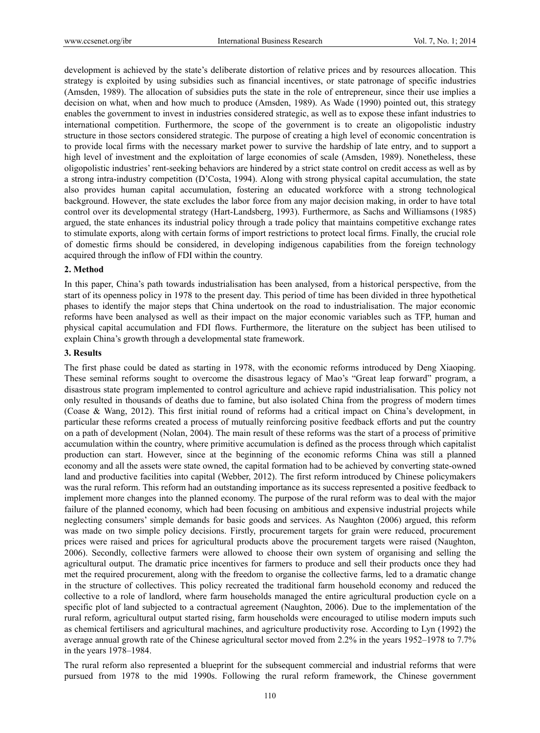development is achieved by the state's deliberate distortion of relative prices and by resources allocation. This strategy is exploited by using subsidies such as financial incentives, or state patronage of specific industries (Amsden, 1989). The allocation of subsidies puts the state in the role of entrepreneur, since their use implies a decision on what, when and how much to produce (Amsden, 1989). As Wade (1990) pointed out, this strategy enables the government to invest in industries considered strategic, as well as to expose these infant industries to international competition. Furthermore, the scope of the government is to create an oligopolistic industry structure in those sectors considered strategic. The purpose of creating a high level of economic concentration is to provide local firms with the necessary market power to survive the hardship of late entry, and to support a high level of investment and the exploitation of large economies of scale (Amsden, 1989). Nonetheless, these oligopolistic industries' rent-seeking behaviors are hindered by a strict state control on credit access as well as by a strong intra-industry competition (D'Costa, 1994). Along with strong physical capital accumulation, the state also provides human capital accumulation, fostering an educated workforce with a strong technological background. However, the state excludes the labor force from any major decision making, in order to have total control over its developmental strategy (Hart-Landsberg, 1993). Furthermore, as Sachs and Williamsons (1985) argued, the state enhances its industrial policy through a trade policy that maintains competitive exchange rates to stimulate exports, along with certain forms of import restrictions to protect local firms. Finally, the crucial role of domestic firms should be considered, in developing indigenous capabilities from the foreign technology acquired through the inflow of FDI within the country.

## 2. Method

In this paper, China's path towards industrialisation has been analysed, from a historical perspective, from the start of its openness policy in 1978 to the present day. This period of time has been divided in three hypothetical phases to identify the major steps that China undertook on the road to industrialisation. The major economic reforms have been analysed as well as their impact on the major economic variables such as TFP, human and physical capital accumulation and FDI flows. Furthermore, the literature on the subject has been utilised to explain China's growth through a developmental state framework.

## 3. Results

The first phase could be dated as starting in 1978, with the economic reforms introduced by Deng Xiaoping. These seminal reforms sought to overcome the disastrous legacy of Mao's "Great leap forward" program, a disastrous state program implemented to control agriculture and achieve rapid industrialisation. This policy not only resulted in thousands of deaths due to famine, but also isolated China from the progress of modern times (Coase & Wang, 2012). This first initial round of reforms had a critical impact on China's development, in particular these reforms created a process of mutually reinforcing positive feedback efforts and put the country on a path of development (Nolan, 2004). The main result of these reforms was the start of a process of primitive accumulation within the country, where primitive accumulation is defined as the process through which capitalist production can start. However, since at the beginning of the economic reforms China was still a planned economy and all the assets were state owned, the capital formation had to be achieved by converting state-owned land and productive facilities into capital (Webber, 2012). The first reform introduced by Chinese policymakers was the rural reform. This reform had an outstanding importance as its success represented a positive feedback to implement more changes into the planned economy. The purpose of the rural reform was to deal with the major failure of the planned economy, which had been focusing on ambitious and expensive industrial projects while neglecting consumers' simple demands for basic goods and services. As Naughton (2006) argued, this reform was made on two simple policy decisions. Firstly, procurement targets for grain were reduced, procurement prices were raised and prices for agricultural products above the procurement targets were raised (Naughton, 2006). Secondly, collective farmers were allowed to choose their own system of organising and selling the agricultural output. The dramatic price incentives for farmers to produce and sell their products once they had met the required procurement, along with the freedom to organise the collective farms, led to a dramatic change in the structure of collectives. This policy recreated the traditional farm household economy and reduced the collective to a role of landlord, where farm households managed the entire agricultural production cycle on a specific plot of land subjected to a contractual agreement (Naughton, 2006). Due to the implementation of the rural reform, agricultural output started rising, farm households were encouraged to utilise modern imputs such as chemical fertilisers and agricultural machines, and agriculture productivity rose. According to Lyn (1992) the average annual growth rate of the Chinese agricultural sector moved from 2.2% in the years 1952–1978 to 7.7% in the years 1978–1984.

The rural reform also represented a blueprint for the subsequent commercial and industrial reforms that were pursued from 1978 to the mid 1990s. Following the rural reform framework, the Chinese government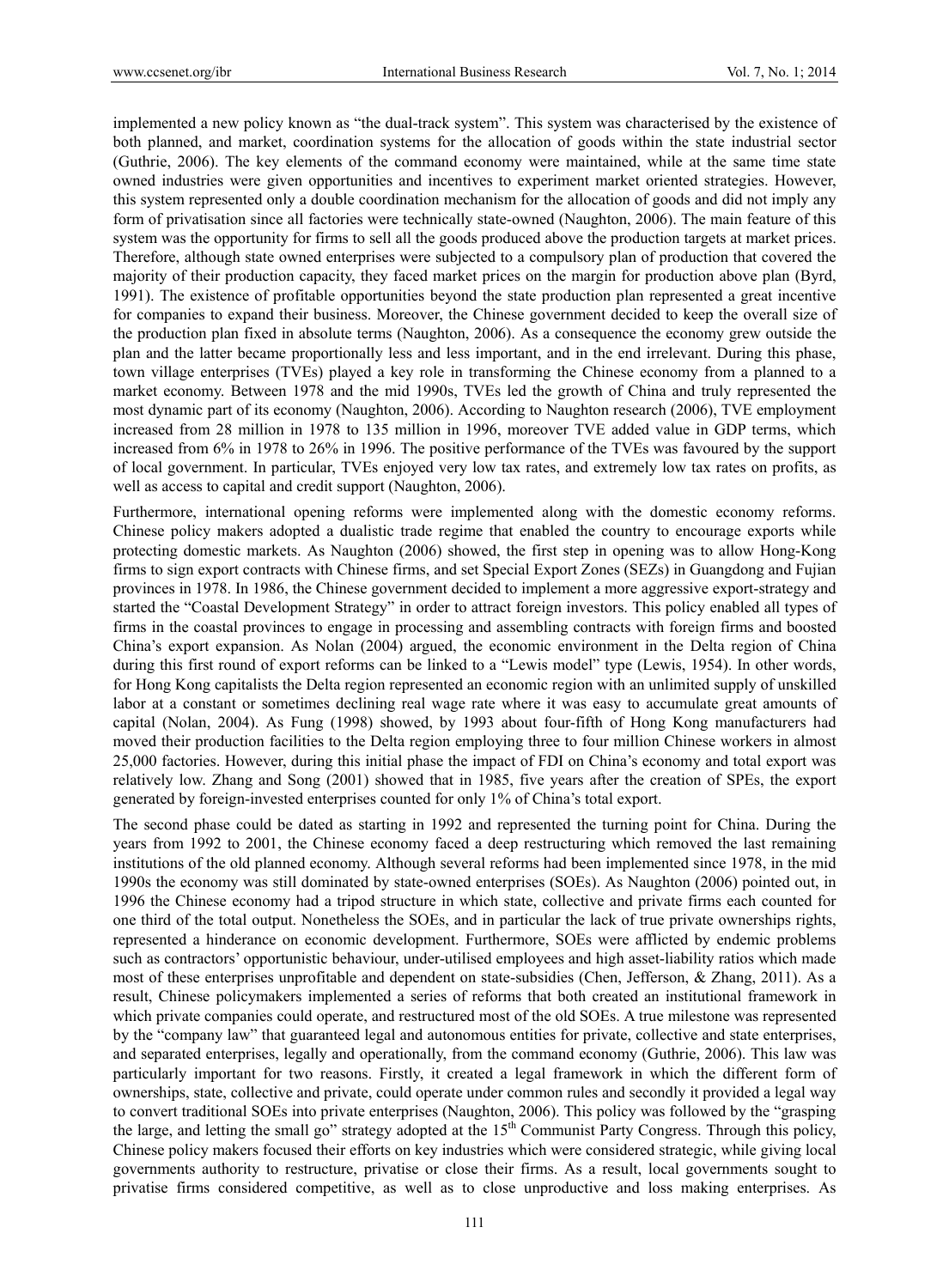implemented a new policy known as "the dual-track system". This system was characterised by the existence of both planned, and market, coordination systems for the allocation of goods within the state industrial sector (Guthrie, 2006). The key elements of the command economy were maintained, while at the same time state owned industries were given opportunities and incentives to experiment market oriented strategies. However, this system represented only a double coordination mechanism for the allocation of goods and did not imply any form of privatisation since all factories were technically state-owned (Naughton, 2006). The main feature of this system was the opportunity for firms to sell all the goods produced above the production targets at market prices. Therefore, although state owned enterprises were subjected to a compulsory plan of production that covered the majority of their production capacity, they faced market prices on the margin for production above plan (Byrd, 1991). The existence of profitable opportunities beyond the state production plan represented a great incentive for companies to expand their business. Moreover, the Chinese government decided to keep the overall size of the production plan fixed in absolute terms (Naughton, 2006). As a consequence the economy grew outside the plan and the latter became proportionally less and less important, and in the end irrelevant. During this phase, town village enterprises (TVEs) played a key role in transforming the Chinese economy from a planned to a market economy. Between 1978 and the mid 1990s, TVEs led the growth of China and truly represented the most dynamic part of its economy (Naughton, 2006). According to Naughton research (2006), TVE employment increased from 28 million in 1978 to 135 million in 1996, moreover TVE added value in GDP terms, which increased from 6% in 1978 to 26% in 1996. The positive performance of the TVEs was favoured by the support of local government. In particular, TVEs enjoyed very low tax rates, and extremely low tax rates on profits, as well as access to capital and credit support (Naughton, 2006).

Furthermore, international opening reforms were implemented along with the domestic economy reforms. Chinese policy makers adopted a dualistic trade regime that enabled the country to encourage exports while protecting domestic markets. As Naughton (2006) showed, the first step in opening was to allow Hong-Kong firms to sign export contracts with Chinese firms, and set Special Export Zones (SEZs) in Guangdong and Fujian provinces in 1978. In 1986, the Chinese government decided to implement a more aggressive export-strategy and started the "Coastal Development Strategy" in order to attract foreign investors. This policy enabled all types of firms in the coastal provinces to engage in processing and assembling contracts with foreign firms and boosted China's export expansion. As Nolan (2004) argued, the economic environment in the Delta region of China during this first round of export reforms can be linked to a "Lewis model" type (Lewis, 1954). In other words, for Hong Kong capitalists the Delta region represented an economic region with an unlimited supply of unskilled labor at a constant or sometimes declining real wage rate where it was easy to accumulate great amounts of capital (Nolan, 2004). As Fung (1998) showed, by 1993 about four-fifth of Hong Kong manufacturers had moved their production facilities to the Delta region employing three to four million Chinese workers in almost 25,000 factories. However, during this initial phase the impact of FDI on China's economy and total export was relatively low. Zhang and Song (2001) showed that in 1985, five years after the creation of SPEs, the export generated by foreign-invested enterprises counted for only 1% of China's total export.

The second phase could be dated as starting in 1992 and represented the turning point for China. During the years from 1992 to 2001, the Chinese economy faced a deep restructuring which removed the last remaining institutions of the old planned economy. Although several reforms had been implemented since 1978, in the mid 1990s the economy was still dominated by state-owned enterprises (SOEs). As Naughton (2006) pointed out, in 1996 the Chinese economy had a tripod structure in which state, collective and private firms each counted for one third of the total output. Nonetheless the SOEs, and in particular the lack of true private ownerships rights, represented a hinderance on economic development. Furthermore, SOEs were afflicted by endemic problems such as contractors' opportunistic behaviour, under-utilised employees and high asset-liability ratios which made most of these enterprises unprofitable and dependent on state-subsidies (Chen, Jefferson, & Zhang, 2011). As a result, Chinese policymakers implemented a series of reforms that both created an institutional framework in which private companies could operate, and restructured most of the old SOEs. A true milestone was represented by the "company law" that guaranteed legal and autonomous entities for private, collective and state enterprises, and separated enterprises, legally and operationally, from the command economy (Guthrie, 2006). This law was particularly important for two reasons. Firstly, it created a legal framework in which the different form of ownerships, state, collective and private, could operate under common rules and secondly it provided a legal way to convert traditional SOEs into private enterprises (Naughton, 2006). This policy was followed by the "grasping the large, and letting the small go" strategy adopted at the 15th Communist Party Congress. Through this policy, Chinese policy makers focused their efforts on key industries which were considered strategic, while giving local governments authority to restructure, privatise or close their firms. As a result, local governments sought to privatise firms considered competitive, as well as to close unproductive and loss making enterprises. As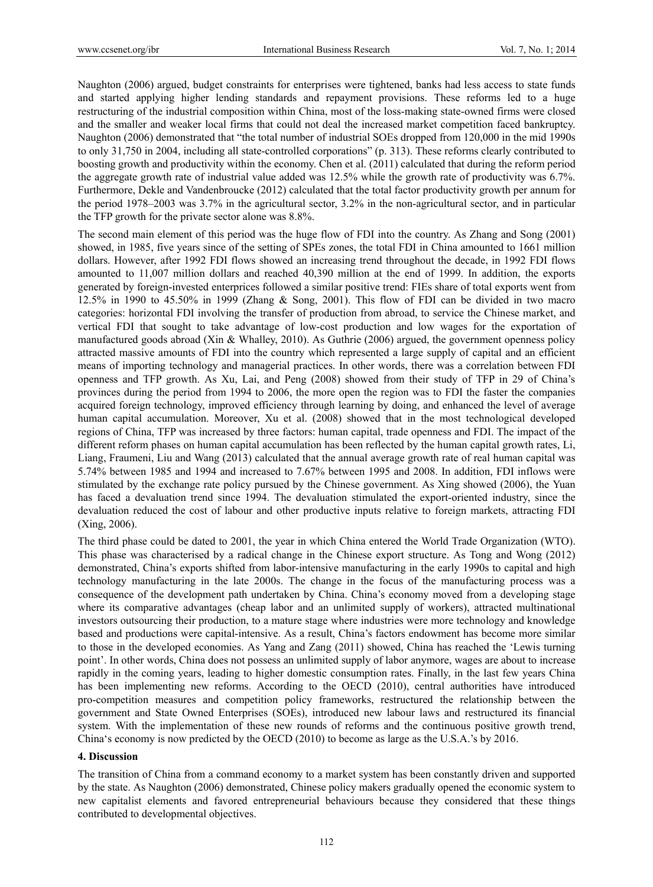Naughton (2006) argued, budget constraints for enterprises were tightened, banks had less access to state funds and started applying higher lending standards and repayment provisions. These reforms led to a huge restructuring of the industrial composition within China, most of the loss-making state-owned firms were closed and the smaller and weaker local firms that could not deal the increased market competition faced bankruptcy. Naughton (2006) demonstrated that "the total number of industrial SOEs dropped from 120,000 in the mid 1990s to only 31,750 in 2004, including all state-controlled corporations" (p. 313). These reforms clearly contributed to boosting growth and productivity within the economy. Chen et al. (2011) calculated that during the reform period the aggregate growth rate of industrial value added was 12.5% while the growth rate of productivity was 6.7%. Furthermore, Dekle and Vandenbroucke (2012) calculated that the total factor productivity growth per annum for the period 1978–2003 was 3.7% in the agricultural sector, 3.2% in the non-agricultural sector, and in particular the TFP growth for the private sector alone was 8.8%.

The second main element of this period was the huge flow of FDI into the country. As Zhang and Song (2001) showed, in 1985, five years since of the setting of SPEs zones, the total FDI in China amounted to 1661 million dollars. However, after 1992 FDI flows showed an increasing trend throughout the decade, in 1992 FDI flows amounted to 11,007 million dollars and reached 40,390 million at the end of 1999. In addition, the exports generated by foreign-invested enterprises followed a similar positive trend: FIEs share of total exports went from 12.5% in 1990 to 45.50% in 1999 (Zhang & Song, 2001). This flow of FDI can be divided in two macro categories: horizontal FDI involving the transfer of production from abroad, to service the Chinese market, and vertical FDI that sought to take advantage of low-cost production and low wages for the exportation of manufactured goods abroad (Xin & Whalley, 2010). As Guthrie (2006) argued, the government openness policy attracted massive amounts of FDI into the country which represented a large supply of capital and an efficient means of importing technology and managerial practices. In other words, there was a correlation between FDI openness and TFP growth. As Xu, Lai, and Peng (2008) showed from their study of TFP in 29 of China's provinces during the period from 1994 to 2006, the more open the region was to FDI the faster the companies acquired foreign technology, improved efficiency through learning by doing, and enhanced the level of average human capital accumulation. Moreover, Xu et al. (2008) showed that in the most technological developed regions of China, TFP was increased by three factors: human capital, trade openness and FDI. The impact of the different reform phases on human capital accumulation has been reflected by the human capital growth rates, Li, Liang, Fraumeni, Liu and Wang (2013) calculated that the annual average growth rate of real human capital was 5.74% between 1985 and 1994 and increased to 7.67% between 1995 and 2008. In addition, FDI inflows were stimulated by the exchange rate policy pursued by the Chinese government. As Xing showed (2006), the Yuan has faced a devaluation trend since 1994. The devaluation stimulated the export-oriented industry, since the devaluation reduced the cost of labour and other productive inputs relative to foreign markets, attracting FDI (Xing, 2006).

The third phase could be dated to 2001, the year in which China entered the World Trade Organization (WTO). This phase was characterised by a radical change in the Chinese export structure. As Tong and Wong (2012) demonstrated, China's exports shifted from labor-intensive manufacturing in the early 1990s to capital and high technology manufacturing in the late 2000s. The change in the focus of the manufacturing process was a consequence of the development path undertaken by China. China's economy moved from a developing stage where its comparative advantages (cheap labor and an unlimited supply of workers), attracted multinational investors outsourcing their production, to a mature stage where industries were more technology and knowledge based and productions were capital-intensive. As a result, China's factors endowment has become more similar to those in the developed economies. As Yang and Zang (2011) showed, China has reached the 'Lewis turning point'. In other words, China does not possess an unlimited supply of labor anymore, wages are about to increase rapidly in the coming years, leading to higher domestic consumption rates. Finally, in the last few years China has been implementing new reforms. According to the OECD (2010), central authorities have introduced pro-competition measures and competition policy frameworks, restructured the relationship between the government and State Owned Enterprises (SOEs), introduced new labour laws and restructured its financial system. With the implementation of these new rounds of reforms and the continuous positive growth trend, China's economy is now predicted by the OECD (2010) to become as large as the U.S.A.'s by 2016.

### 4. Discussion

The transition of China from a command economy to a market system has been constantly driven and supported by the state. As Naughton (2006) demonstrated, Chinese policy makers gradually opened the economic system to new capitalist elements and favored entrepreneurial behaviours because they considered that these things contributed to developmental objectives.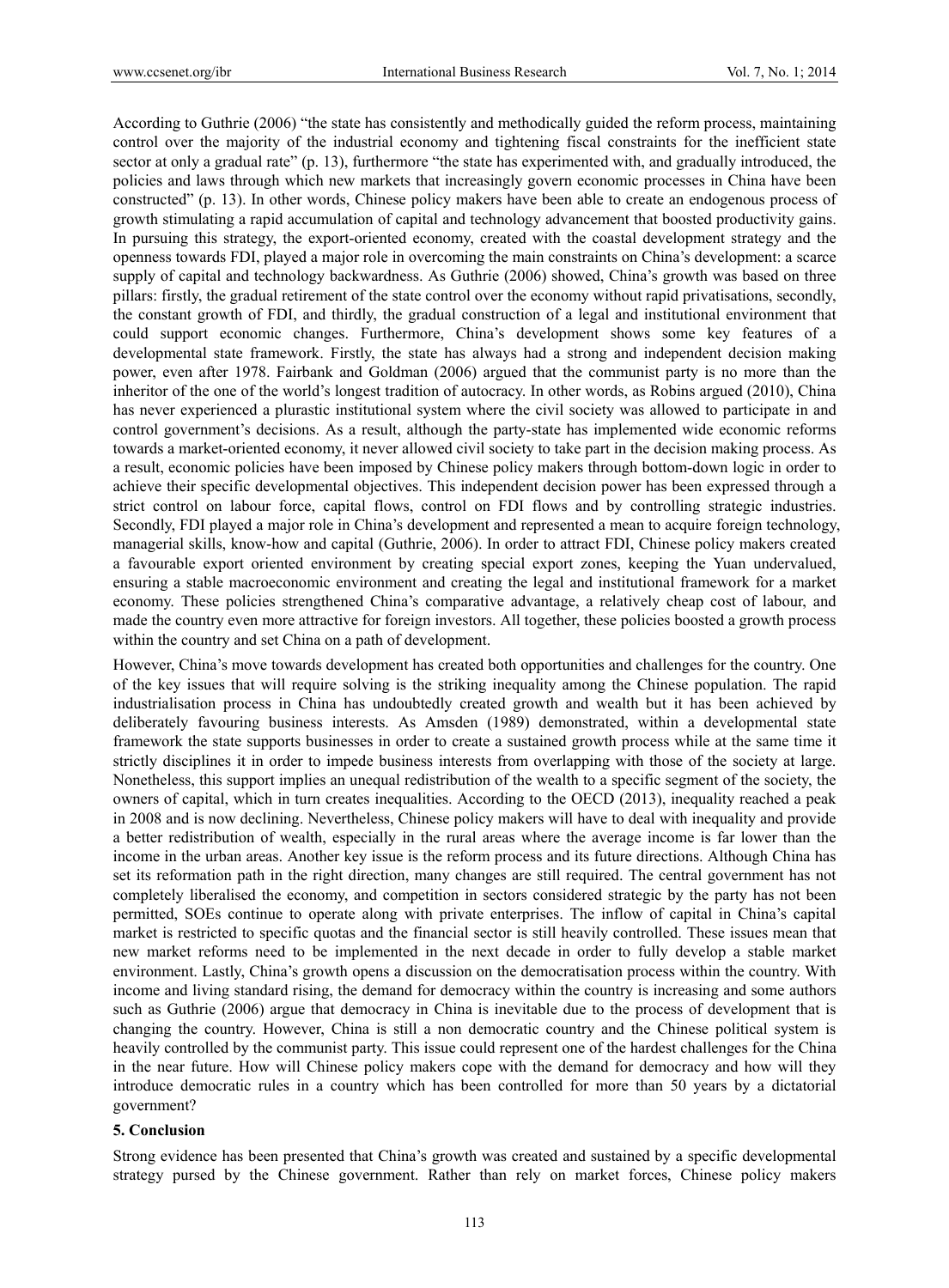According to Guthrie (2006) "the state has consistently and methodically guided the reform process, maintaining control over the majority of the industrial economy and tightening fiscal constraints for the inefficient state sector at only a gradual rate" (p. 13), furthermore "the state has experimented with, and gradually introduced, the policies and laws through which new markets that increasingly govern economic processes in China have been constructed" (p. 13). In other words, Chinese policy makers have been able to create an endogenous process of growth stimulating a rapid accumulation of capital and technology advancement that boosted productivity gains. In pursuing this strategy, the export-oriented economy, created with the coastal development strategy and the openness towards FDI, played a major role in overcoming the main constraints on China's development: a scarce supply of capital and technology backwardness. As Guthrie (2006) showed, China's growth was based on three pillars: firstly, the gradual retirement of the state control over the economy without rapid privatisations, secondly, the constant growth of FDI, and thirdly, the gradual construction of a legal and institutional environment that could support economic changes. Furthermore, China's development shows some key features of a developmental state framework. Firstly, the state has always had a strong and independent decision making power, even after 1978. Fairbank and Goldman (2006) argued that the communist party is no more than the inheritor of the one of the world's longest tradition of autocracy. In other words, as Robins argued (2010), China has never experienced a plurastic institutional system where the civil society was allowed to participate in and control government's decisions. As a result, although the party-state has implemented wide economic reforms towards a market-oriented economy, it never allowed civil society to take part in the decision making process. As a result, economic policies have been imposed by Chinese policy makers through bottom-down logic in order to achieve their specific developmental objectives. This independent decision power has been expressed through a strict control on labour force, capital flows, control on FDI flows and by controlling strategic industries. Secondly, FDI played a major role in China's development and represented a mean to acquire foreign technology, managerial skills, know-how and capital (Guthrie, 2006). In order to attract FDI, Chinese policy makers created a favourable export oriented environment by creating special export zones, keeping the Yuan undervalued, ensuring a stable macroeconomic environment and creating the legal and institutional framework for a market economy. These policies strengthened China's comparative advantage, a relatively cheap cost of labour, and made the country even more attractive for foreign investors. All together, these policies boosted a growth process within the country and set China on a path of development.

However, China's move towards development has created both opportunities and challenges for the country. One of the key issues that will require solving is the striking inequality among the Chinese population. The rapid industrialisation process in China has undoubtedly created growth and wealth but it has been achieved by deliberately favouring business interests. As Amsden (1989) demonstrated, within a developmental state framework the state supports businesses in order to create a sustained growth process while at the same time it strictly disciplines it in order to impede business interests from overlapping with those of the society at large. Nonetheless, this support implies an unequal redistribution of the wealth to a specific segment of the society, the owners of capital, which in turn creates inequalities. According to the OECD (2013), inequality reached a peak in 2008 and is now declining. Nevertheless, Chinese policy makers will have to deal with inequality and provide a better redistribution of wealth, especially in the rural areas where the average income is far lower than the income in the urban areas. Another key issue is the reform process and its future directions. Although China has set its reformation path in the right direction, many changes are still required. The central government has not completely liberalised the economy, and competition in sectors considered strategic by the party has not been permitted, SOEs continue to operate along with private enterprises. The inflow of capital in China's capital market is restricted to specific quotas and the financial sector is still heavily controlled. These issues mean that new market reforms need to be implemented in the next decade in order to fully develop a stable market environment. Lastly, China's growth opens a discussion on the democratisation process within the country. With income and living standard rising, the demand for democracy within the country is increasing and some authors such as Guthrie (2006) argue that democracy in China is inevitable due to the process of development that is changing the country. However, China is still a non democratic country and the Chinese political system is heavily controlled by the communist party. This issue could represent one of the hardest challenges for the China in the near future. How will Chinese policy makers cope with the demand for democracy and how will they introduce democratic rules in a country which has been controlled for more than 50 years by a dictatorial government?

## 5. Conclusion

Strong evidence has been presented that China's growth was created and sustained by a specific developmental strategy pursed by the Chinese government. Rather than rely on market forces, Chinese policy makers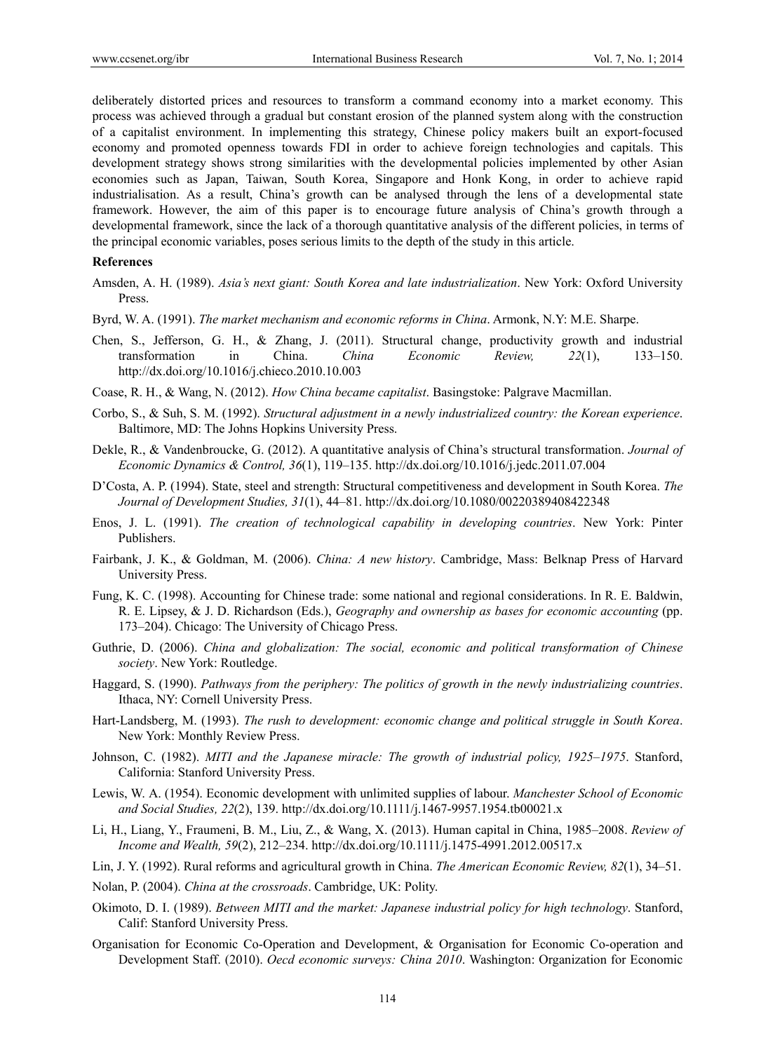deliberately distorted prices and resources to transform a command economy into a market economy. This process was achieved through a gradual but constant erosion of the planned system along with the construction of a capitalist environment. In implementing this strategy, Chinese policy makers built an export-focused economy and promoted openness towards FDI in order to achieve foreign technologies and capitals. This development strategy shows strong similarities with the developmental policies implemented by other Asian economies such as Japan, Taiwan, South Korea, Singapore and Honk Kong, in order to achieve rapid industrialisation. As a result, China's growth can be analysed through the lens of a developmental state framework. However, the aim of this paper is to encourage future analysis of China's growth through a developmental framework, since the lack of a thorough quantitative analysis of the different policies, in terms of the principal economic variables, poses serious limits to the depth of the study in this article.

**References**

Amsden, A. H. (1989). *Asia's next giant: South Korea and late industrialization*. New York: Oxford University Press.

Byrd, W. A. (1991). *The market mechanism and economic reforms in China*. Armonk, N.Y: M.E. Sharpe.

Chen, S., Jefferson, G. H., & Zhang, J. (2011). Structural change, productivity growth and industrial transformation in China. *China Economic Review, 22*(1), 133–150. http://dx.doi.org/10.1016/j.chieco.2010.10.003

Coase, R. H., & Wang, N. (2012). *How China became capitalist*. Basingstoke: Palgrave Macmillan.

Corbo, S., & Suh, S. M. (1992). *Structural adjustment in a newly industrialized country: the Korean experience*. Baltimore, MD: The Johns Hopkins University Press.

Dekle, R., & Vandenbroucke, G. (2012). A quantitative analysis of China's structural transformation. *Journal of Economic Dynamics & Control, 36*(1), 119–135. http://dx.doi.org/10.1016/j.jedc.2011.07.004

D'Costa, A. P. (1994). State, steel and strength: Structural competitiveness and development in South Korea. *The Journal of Development Studies, 31*(1), 44–81. http://dx.doi.org/10.1080/00220389408422348

Enos, J. L. (1991). *The creation of technological capability in developing countries*. New York: Pinter Publishers.

Fairbank, J. K., & Goldman, M. (2006). *China: A new history*. Cambridge, Mass: Belknap Press of Harvard University Press.

Fung, K. C. (1998). Accounting for Chinese trade: some national and regional considerations. In R. E. Baldwin, R. E. Lipsey, & J. D. Richardson (Eds.), *Geography and ownership as bases for economic accounting* (pp. 173–204). Chicago: The University of Chicago Press.

Guthrie, D. (2006). *China and globalization: The social, economic and political transformation of Chinese society*. New York: Routledge.

Haggard, S. (1990). *Pathways from the periphery: The politics of growth in the newly industrializing countries*. Ithaca, NY: Cornell University Press.

Hart-Landsberg, M. (1993). *The rush to development: economic change and political struggle in South Korea*. New York: Monthly Review Press.

Johnson, C. (1982). *MITI and the Japanese miracle: The growth of industrial policy, 1925–1975*. Stanford, California: Stanford University Press.

Lewis, W. A. (1954). Economic development with unlimited supplies of labour. *Manchester School of Economic and Social Studies, 22*(2), 139. http://dx.doi.org/10.1111/j.1467-9957.1954.tb00021.x

Li, H., Liang, Y., Fraumeni, B. M., Liu, Z., & Wang, X. (2013). Human capital in China, 1985–2008. *Review of Income and Wealth, 59*(2), 212–234. http://dx.doi.org/10.1111/j.1475-4991.2012.00517.x

Lin, J. Y. (1992). Rural reforms and agricultural growth in China. *The American Economic Review, 82*(1), 34–51.

Nolan, P. (2004). *China at the crossroads*. Cambridge, UK: Polity.

Okimoto, D. I. (1989). *Between MITI and the market: Japanese industrial policy for high technology*. Stanford, Calif: Stanford University Press.

Organisation for Economic Co-Operation and Development, & Organisation for Economic Co-operation and Development Staff. (2010). *Oecd economic surveys: China 2010*. Washington: Organization for Economic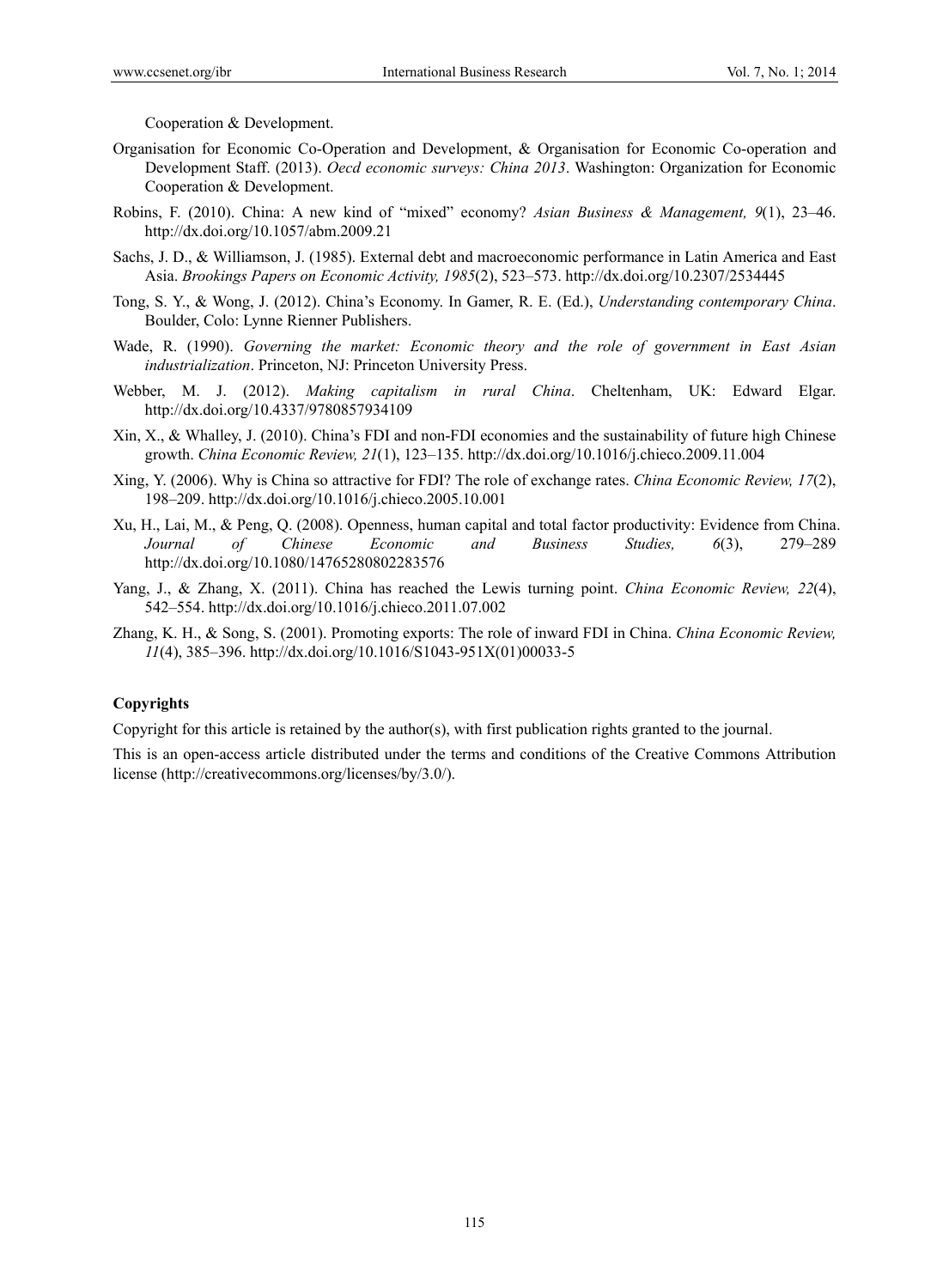Cooperation & Development.

Organisation for Economic Co-Operation and Development, & Organisation for Economic Co-operation and Development Staff. (2013). *Oecd economic surveys: China 2013*. Washington: Organization for Economic Cooperation & Development.

Robins, F. (2010). China: A new kind of "mixed" economy? *Asian Business & Management, 9*(1), 23–46. http://dx.doi.org/10.1057/abm.2009.21

Sachs, J. D., & Williamson, J. (1985). External debt and macroeconomic performance in Latin America and East Asia. *Brookings Papers on Economic Activity, 1985*(2), 523–573. http://dx.doi.org/10.2307/2534445

Tong, S. Y., & Wong, J. (2012). China's Economy. In Gamer, R. E. (Ed.), *Understanding contemporary China*. Boulder, Colo: Lynne Rienner Publishers.

Wade, R. (1990). *Governing the market: Economic theory and the role of government in East Asian industrialization*. Princeton, NJ: Princeton University Press.

Webber, M. J. (2012). *Making capitalism in rural China*. Cheltenham, UK: Edward Elgar. http://dx.doi.org/10.4337/9780857934109

Xin, X., & Whalley, J. (2010). China's FDI and non-FDI economies and the sustainability of future high Chinese growth. *China Economic Review, 21*(1), 123–135. http://dx.doi.org/10.1016/j.chieco.2009.11.004

Xing, Y. (2006). Why is China so attractive for FDI? The role of exchange rates. *China Economic Review, 17*(2), 198–209. http://dx.doi.org/10.1016/j.chieco.2005.10.001

Xu, H., Lai, M., & Peng, Q. (2008). Openness, human capital and total factor productivity: Evidence from China. *Journal of Chinese Economic and Business Studies, 6*(3), 279–289 http://dx.doi.org/10.1080/14765280802283576

Yang, J., & Zhang, X. (2011). China has reached the Lewis turning point. *China Economic Review, 22*(4), 542–554. http://dx.doi.org/10.1016/j.chieco.2011.07.002

Zhang, K. H., & Song, S. (2001). Promoting exports: The role of inward FDI in China. *China Economic Review, 11*(4), 385–396. http://dx.doi.org/10.1016/S1043-951X(01)00033-5

**Copyrights**

Copyright for this article is retained by the author(s), with first publication rights granted to the journal.

This is an open-access article distributed under the terms and conditions of the Creative Commons Attribution license (http://creativecommons.org/licenses/by/3.0/).